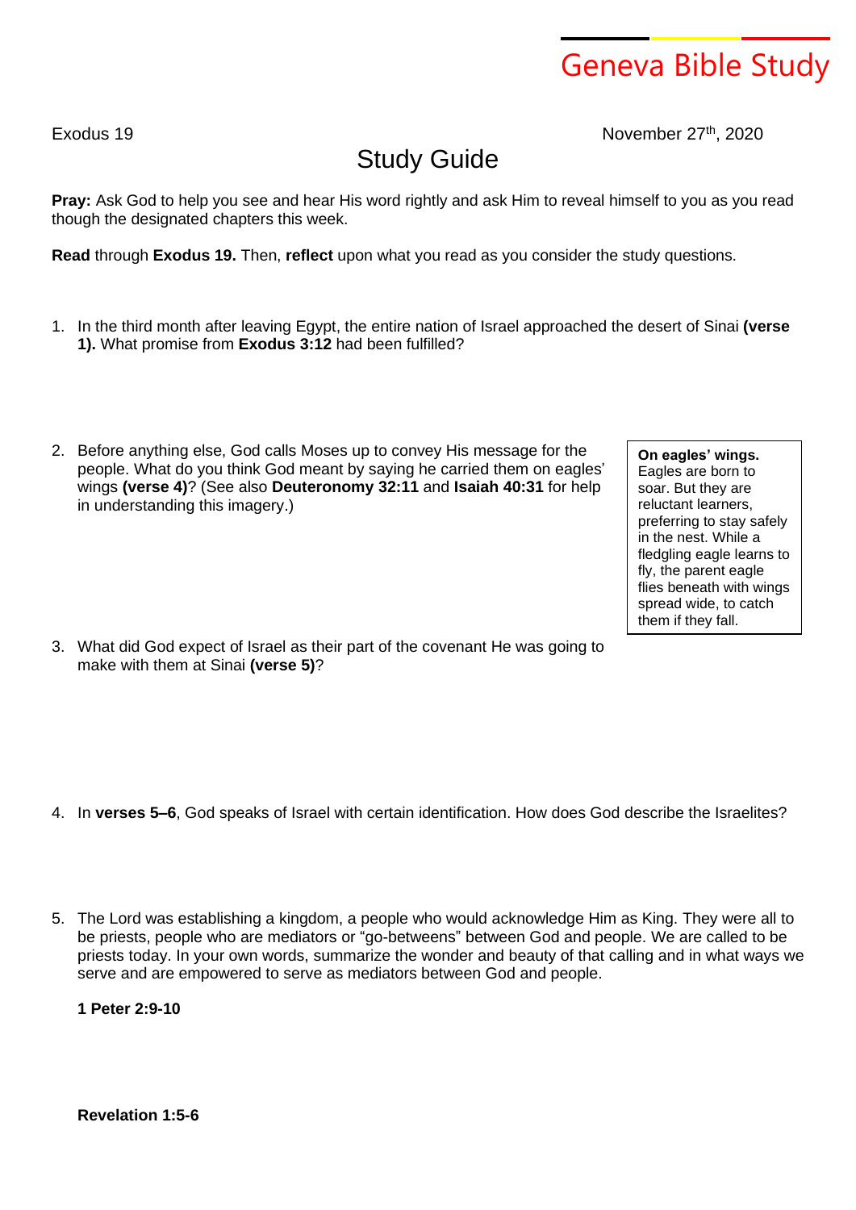# Geneva Bible Study

Exodus 19 November 27th, 2020

## Study Guide

**Pray:** Ask God to help you see and hear His word rightly and ask Him to reveal himself to you as you read though the designated chapters this week.

**Read** through **Exodus 19.** Then, **reflect** upon what you read as you consider the study questions.

1. In the third month after leaving Egypt, the entire nation of Israel approached the desert of Sinai **(verse 1).** What promise from **Exodus 3:12** had been fulfilled?

2. Before anything else, God calls Moses up to convey His message for the people. What do you think God meant by saying he carried them on eagles' wings **(verse 4)**? (See also **Deuteronomy 32:11** and **Isaiah 40:31** for help in understanding this imagery.)

> **On eagles' wings.** Eagles are born to soar. But they are reluctant learners, preferring to stay safely in the nest. While a fledgling eagle learns to fly, the parent eagle flies beneath with wings spread wide, to catch them if they fall.

3. What did God expect of Israel as their part of the covenant He was going to make with them at Sinai **(verse 5)**?

4. In **verses 5–6**, God speaks of Israel with certain identification. How does God describe the Israelites?

5. The Lord was establishing a kingdom, a people who would acknowledge Him as King. They were all to be priests, people who are mediators or "go-betweens" between God and people. We are called to be priests today. In your own words, summarize the wonder and beauty of that calling and in what ways we serve and are empowered to serve as mediators between God and people.

   **1 Peter 2:9-10**

   **Revelation 1:5-6**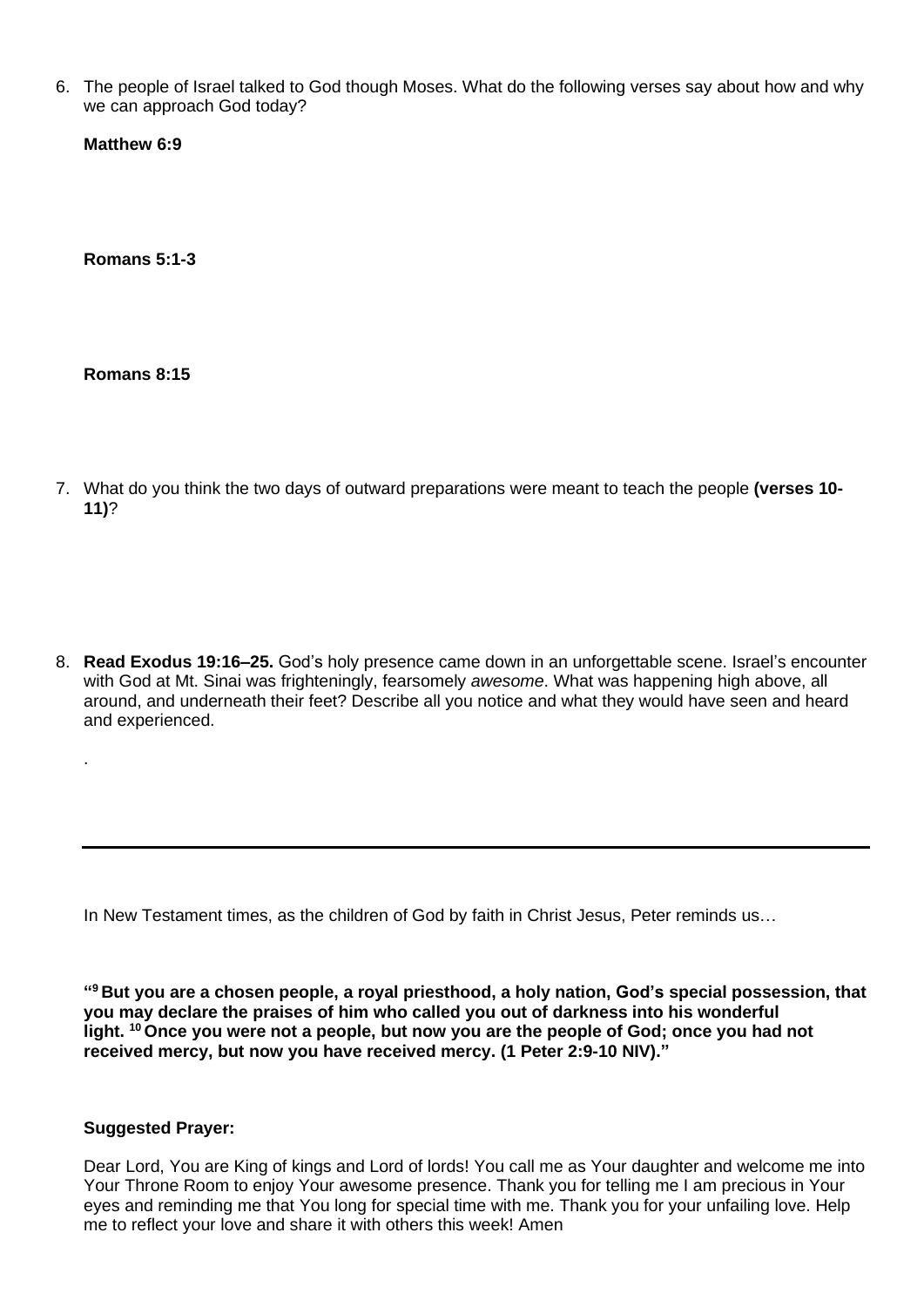6. The people of Israel talked to God though Moses. What do the following verses say about how and why we can approach God today?

   **Matthew 6:9**

   **Romans 5:1-3**

   **Romans 8:15**

7. What do you think the two days of outward preparations were meant to teach the people **(verses 10-11)**?

8. **Read Exodus 19:16–25.** God's holy presence came down in an unforgettable scene. Israel's encounter with God at Mt. Sinai was frighteningly, fearsomely *awesome*. What was happening high above, all around, and underneath their feet? Describe all you notice and what they would have seen and heard and experienced.

   .

---

In New Testament times, as the children of God by faith in Christ Jesus, Peter reminds us…

**"[9] But you are a chosen people, a royal priesthood, a holy nation, God's special possession, that you may declare the praises of him who called you out of darkness into his wonderful light. [10] Once you were not a people, but now you are the people of God; once you had not received mercy, but now you have received mercy. (1 Peter 2:9-10 NIV)."**

**Suggested Prayer:**

Dear Lord, You are King of kings and Lord of lords! You call me as Your daughter and welcome me into Your Throne Room to enjoy Your awesome presence. Thank you for telling me I am precious in Your eyes and reminding me that You long for special time with me. Thank you for your unfailing love. Help me to reflect your love and share it with others this week! Amen